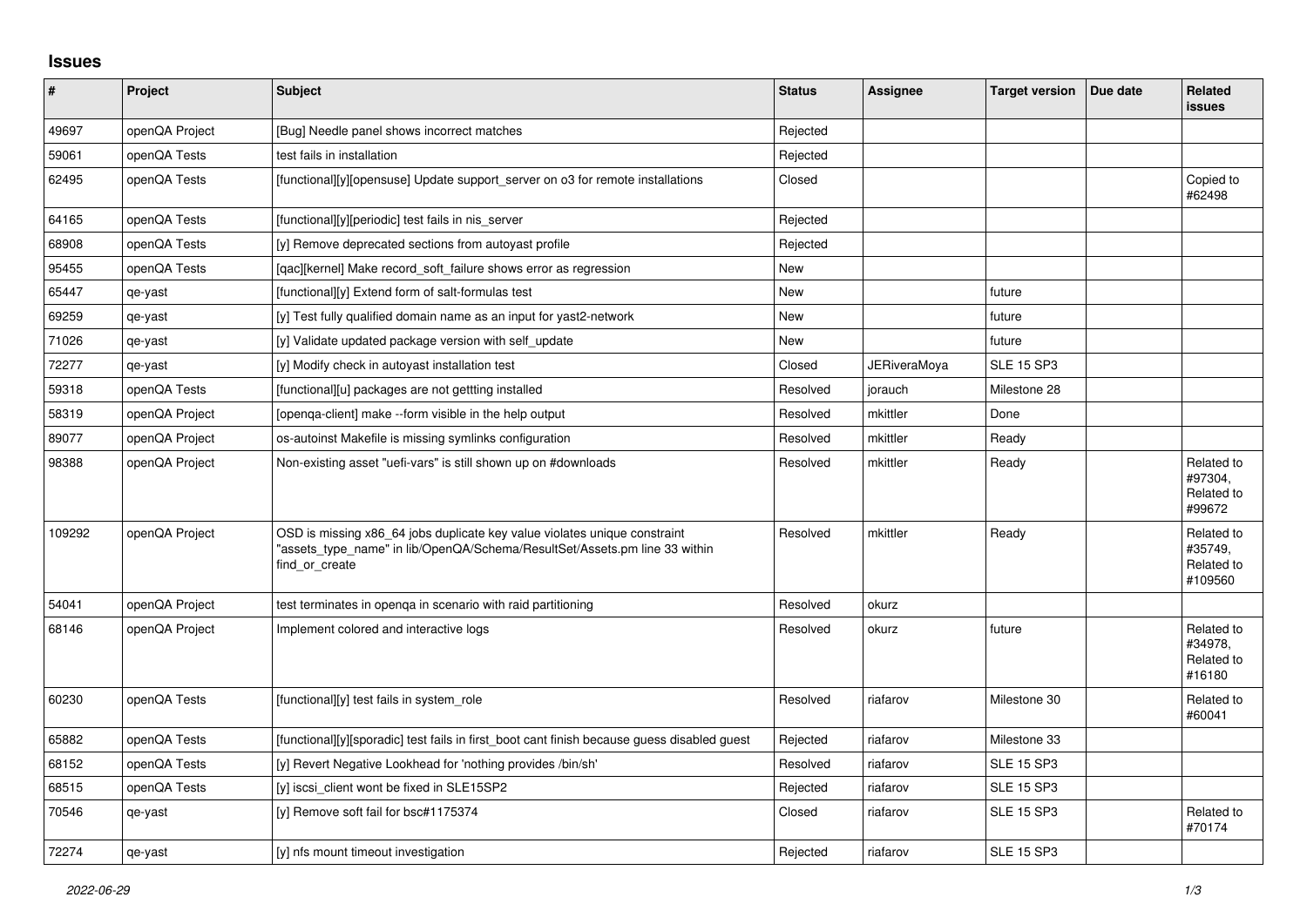## Issues

| # | Project | Subject | Status | Assignee | Target version | Due date | Related issues |
|---|---|---|---|---|---|---|---|
| 49697 | openQA Project | [Bug] Needle panel shows incorrect matches | Rejected | | | | |
| 59061 | openQA Tests | test fails in installation | Rejected | | | | |
| 62495 | openQA Tests | [functional][y][opensuse] Update support_server on o3 for remote installations | Closed | | | | Copied to #62498 |
| 64165 | openQA Tests | [functional][y][periodic] test fails in nis_server | Rejected | | | | |
| 68908 | openQA Tests | [y] Remove deprecated sections from autoyast profile | Rejected | | | | |
| 95455 | openQA Tests | [qac][kernel] Make record_soft_failure shows error as regression | New | | | | |
| 65447 | qe-yast | [functional][y] Extend form of salt-formulas test | New | | future | | |
| 69259 | qe-yast | [y] Test fully qualified domain name as an input for yast2-network | New | | future | | |
| 71026 | qe-yast | [y] Validate updated package version with self_update | New | | future | | |
| 72277 | qe-yast | [y] Modify check in autoyast installation test | Closed | JERiveraMoya | SLE 15 SP3 | | |
| 59318 | openQA Tests | [functional][u] packages are not gettting installed | Resolved | jorauch | Milestone 28 | | |
| 58319 | openQA Project | [openqa-client] make --form visible in the help output | Resolved | mkittler | Done | | |
| 89077 | openQA Project | os-autoinst Makefile is missing symlinks configuration | Resolved | mkittler | Ready | | |
| 98388 | openQA Project | Non-existing asset "uefi-vars" is still shown up on #downloads | Resolved | mkittler | Ready | | Related to #97304, Related to #99672 |
| 109292 | openQA Project | OSD is missing x86_64 jobs duplicate key value violates unique constraint "assets_type_name" in lib/OpenQA/Schema/ResultSet/Assets.pm line 33 within find_or_create | Resolved | mkittler | Ready | | Related to #35749, Related to #109560 |
| 54041 | openQA Project | test terminates in openqa in scenario with raid partitioning | Resolved | okurz | | | |
| 68146 | openQA Project | Implement colored and interactive logs | Resolved | okurz | future | | Related to #34978, Related to #16180 |
| 60230 | openQA Tests | [functional][y] test fails in system_role | Resolved | riafarov | Milestone 30 | | Related to #60041 |
| 65882 | openQA Tests | [functional][y][sporadic] test fails in first_boot cant finish because guess disabled guest | Rejected | riafarov | Milestone 33 | | |
| 68152 | openQA Tests | [y] Revert Negative Lookhead for 'nothing provides /bin/sh' | Resolved | riafarov | SLE 15 SP3 | | |
| 68515 | openQA Tests | [y] iscsi_client wont be fixed in SLE15SP2 | Rejected | riafarov | SLE 15 SP3 | | |
| 70546 | qe-yast | [y] Remove soft fail for bsc#1175374 | Closed | riafarov | SLE 15 SP3 | | Related to #70174 |
| 72274 | qe-yast | [y] nfs mount timeout investigation | Rejected | riafarov | SLE 15 SP3 | | |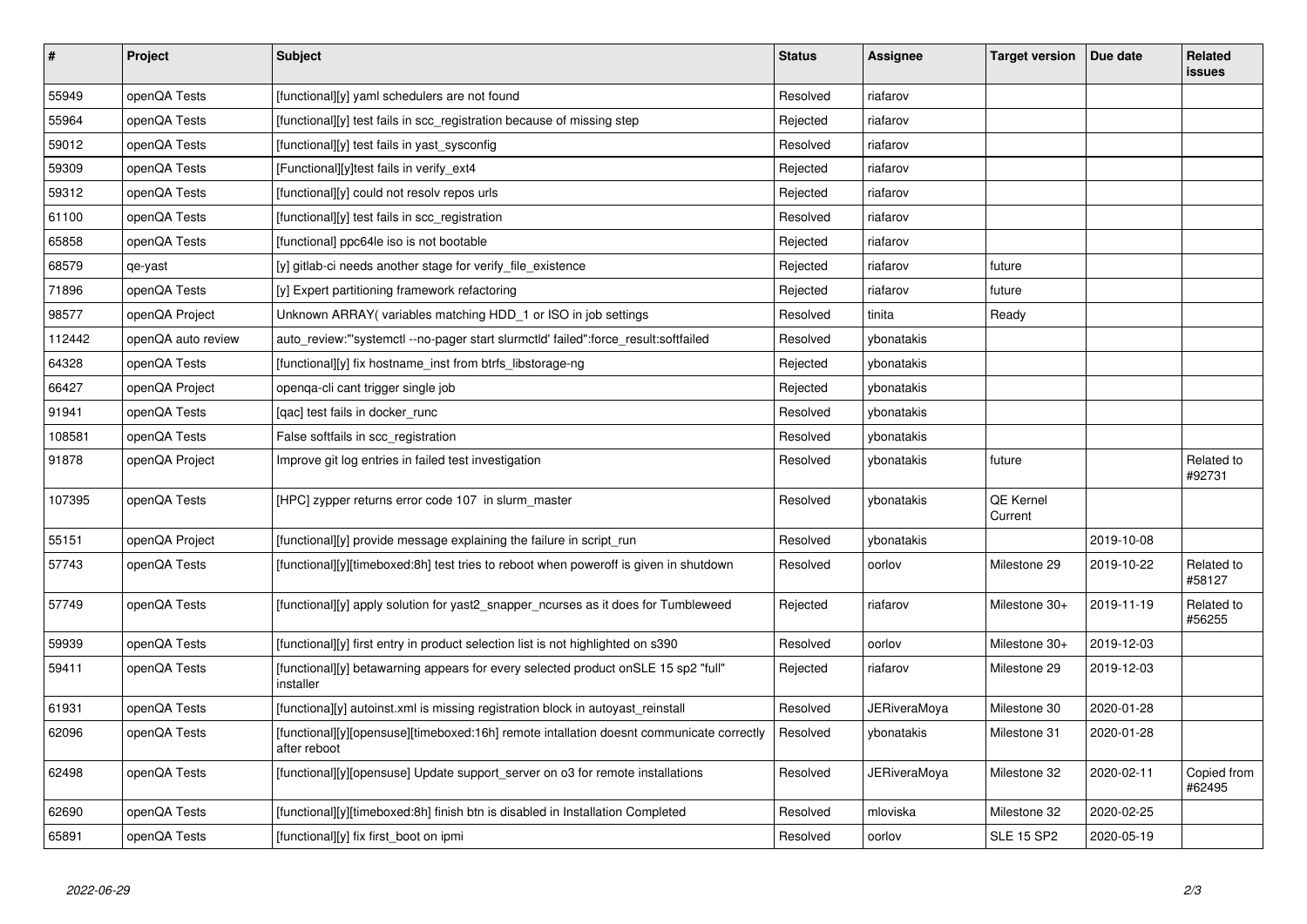| # | Project | Subject | Status | Assignee | Target version | Due date | Related issues |
|---|---|---|---|---|---|---|---|
| 55949 | openQA Tests | [functional][y] yaml schedulers are not found | Resolved | riafarov | | | |
| 55964 | openQA Tests | [functional][y] test fails in scc_registration because of missing step | Rejected | riafarov | | | |
| 59012 | openQA Tests | [functional][y] test fails in yast_sysconfig | Resolved | riafarov | | | |
| 59309 | openQA Tests | [Functional][y]test fails in verify_ext4 | Rejected | riafarov | | | |
| 59312 | openQA Tests | [functional][y] could not resolv repos urls | Rejected | riafarov | | | |
| 61100 | openQA Tests | [functional][y] test fails in scc_registration | Resolved | riafarov | | | |
| 65858 | openQA Tests | [functional] ppc64le iso is not bootable | Rejected | riafarov | | | |
| 68579 | qe-yast | [y] gitlab-ci needs another stage for verify_file_existence | Rejected | riafarov | future | | |
| 71896 | openQA Tests | [y] Expert partitioning framework refactoring | Rejected | riafarov | future | | |
| 98577 | openQA Project | Unknown ARRAY( variables matching HDD_1 or ISO in job settings | Resolved | tinita | Ready | | |
| 112442 | openQA auto review | auto_review:"'systemctl --no-pager start slurmctld' failed":force_result:softfailed | Resolved | ybonatakis | | | |
| 64328 | openQA Tests | [functional][y] fix hostname_inst from btrfs_libstorage-ng | Rejected | ybonatakis | | | |
| 66427 | openQA Project | openqa-cli cant trigger single job | Rejected | ybonatakis | | | |
| 91941 | openQA Tests | [qac] test fails in docker_runc | Resolved | ybonatakis | | | |
| 108581 | openQA Tests | False softfails in scc_registration | Resolved | ybonatakis | | | |
| 91878 | openQA Project | Improve git log entries in failed test investigation | Resolved | ybonatakis | future | | Related to #92731 |
| 107395 | openQA Tests | [HPC] zypper returns error code 107 in slurm_master | Resolved | ybonatakis | QE Kernel Current | | |
| 55151 | openQA Project | [functional][y] provide message explaining the failure in script_run | Resolved | ybonatakis | | 2019-10-08 | |
| 57743 | openQA Tests | [functional][y][timeboxed:8h] test tries to reboot when poweroff is given in shutdown | Resolved | oorlov | Milestone 29 | 2019-10-22 | Related to #58127 |
| 57749 | openQA Tests | [functional][y] apply solution for yast2_snapper_ncurses as it does for Tumbleweed | Rejected | riafarov | Milestone 30+ | 2019-11-19 | Related to #56255 |
| 59939 | openQA Tests | [functional][y] first entry in product selection list is not highlighted on s390 | Resolved | oorlov | Milestone 30+ | 2019-12-03 | |
| 59411 | openQA Tests | [functional][y] betawarning appears for every selected product onSLE 15 sp2 "full" installer | Rejected | riafarov | Milestone 29 | 2019-12-03 | |
| 61931 | openQA Tests | [functional][y] autoinst.xml is missing registration block in autoyast_reinstall | Resolved | JERiveraMoya | Milestone 30 | 2020-01-28 | |
| 62096 | openQA Tests | [functional][y][opensuse][timeboxed:16h] remote intallation doesnt communicate correctly after reboot | Resolved | ybonatakis | Milestone 31 | 2020-01-28 | |
| 62498 | openQA Tests | [functional][y][opensuse] Update support_server on o3 for remote installations | Resolved | JERiveraMoya | Milestone 32 | 2020-02-11 | Copied from #62495 |
| 62690 | openQA Tests | [functional][y][timeboxed:8h] finish btn is disabled in Installation Completed | Resolved | mloviska | Milestone 32 | 2020-02-25 | |
| 65891 | openQA Tests | [functional][y] fix first_boot on ipmi | Resolved | oorlov | SLE 15 SP2 | 2020-05-19 | |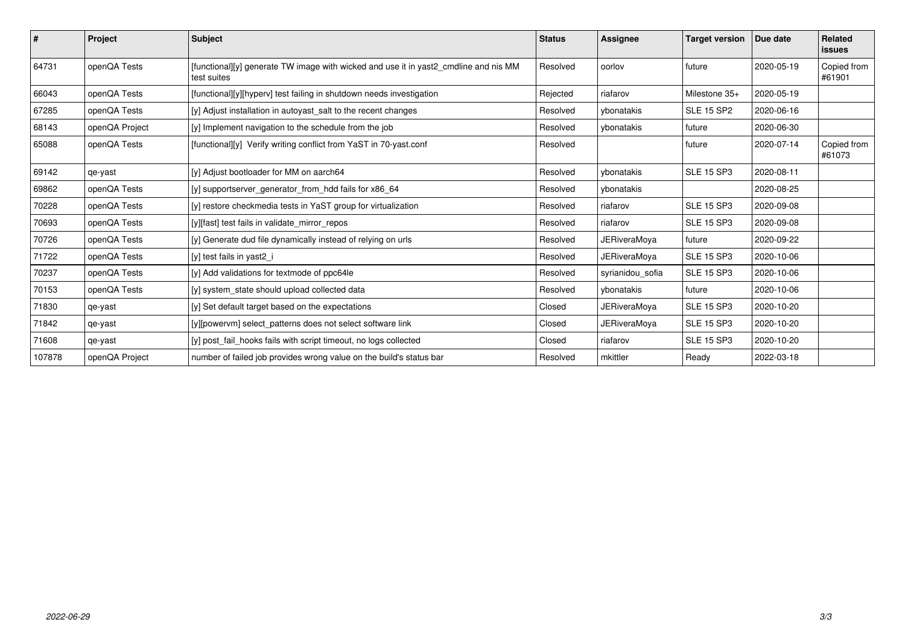| # | Project | Subject | Status | Assignee | Target version | Due date | Related issues |
|---|---|---|---|---|---|---|---|
| 64731 | openQA Tests | [functional][y] generate TW image with wicked and use it in yast2_cmdline and nis MM test suites | Resolved | oorlov | future | 2020-05-19 | Copied from #61901 |
| 66043 | openQA Tests | [functional][y][hyperv] test failing in shutdown needs investigation | Rejected | riafarov | Milestone 35+ | 2020-05-19 | |
| 67285 | openQA Tests | [y] Adjust installation in autoyast_salt to the recent changes | Resolved | ybonatakis | SLE 15 SP2 | 2020-06-16 | |
| 68143 | openQA Project | [y] Implement navigation to the schedule from the job | Resolved | ybonatakis | future | 2020-06-30 | |
| 65088 | openQA Tests | [functional][y]  Verify writing conflict from YaST in 70-yast.conf | Resolved | | future | 2020-07-14 | Copied from #61073 |
| 69142 | qe-yast | [y] Adjust bootloader for MM on aarch64 | Resolved | ybonatakis | SLE 15 SP3 | 2020-08-11 | |
| 69862 | openQA Tests | [y] supportserver_generator_from_hdd fails for x86_64 | Resolved | ybonatakis | | 2020-08-25 | |
| 70228 | openQA Tests | [y] restore checkmedia tests in YaST group for virtualization | Resolved | riafarov | SLE 15 SP3 | 2020-09-08 | |
| 70693 | openQA Tests | [y][fast] test fails in validate_mirror_repos | Resolved | riafarov | SLE 15 SP3 | 2020-09-08 | |
| 70726 | openQA Tests | [y] Generate dud file dynamically instead of relying on urls | Resolved | JERiveraMoya | future | 2020-09-22 | |
| 71722 | openQA Tests | [y] test fails in yast2_i | Resolved | JERiveraMoya | SLE 15 SP3 | 2020-10-06 | |
| 70237 | openQA Tests | [y] Add validations for textmode of ppc64le | Resolved | syrianidou_sofia | SLE 15 SP3 | 2020-10-06 | |
| 70153 | openQA Tests | [y] system_state should upload collected data | Resolved | ybonatakis | future | 2020-10-06 | |
| 71830 | qe-yast | [y] Set default target based on the expectations | Closed | JERiveraMoya | SLE 15 SP3 | 2020-10-20 | |
| 71842 | qe-yast | [y][powervm] select_patterns does not select software link | Closed | JERiveraMoya | SLE 15 SP3 | 2020-10-20 | |
| 71608 | qe-yast | [y] post_fail_hooks fails with script timeout, no logs collected | Closed | riafarov | SLE 15 SP3 | 2020-10-20 | |
| 107878 | openQA Project | number of failed job provides wrong value on the build's status bar | Resolved | mkittler | Ready | 2022-03-18 | |